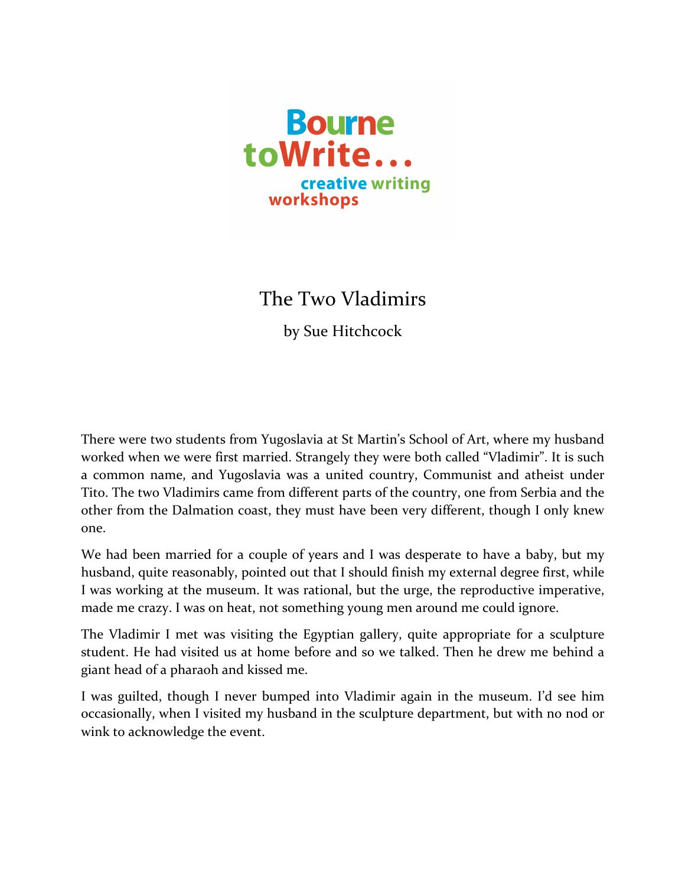Bourne toWrite... creative writing workshops

# The Two Vladimirs

by Sue Hitchcock

There were two students from Yugoslavia at St Martin's School of Art, where my husband worked when we were first married. Strangely they were both called "Vladimir". It is such a common name, and Yugoslavia was a united country, Communist and atheist under Tito. The two Vladimirs came from different parts of the country, one from Serbia and the other from the Dalmation coast, they must have been very different, though I only knew one.

We had been married for a couple of years and I was desperate to have a baby, but my husband, quite reasonably, pointed out that I should finish my external degree first, while I was working at the museum. It was rational, but the urge, the reproductive imperative, made me crazy. I was on heat, not something young men around me could ignore.

The Vladimir I met was visiting the Egyptian gallery, quite appropriate for a sculpture student. He had visited us at home before and so we talked. Then he drew me behind a giant head of a pharaoh and kissed me.

I was guilted, though I never bumped into Vladimir again in the museum. I'd see him occasionally, when I visited my husband in the sculpture department, but with no nod or wink to acknowledge the event.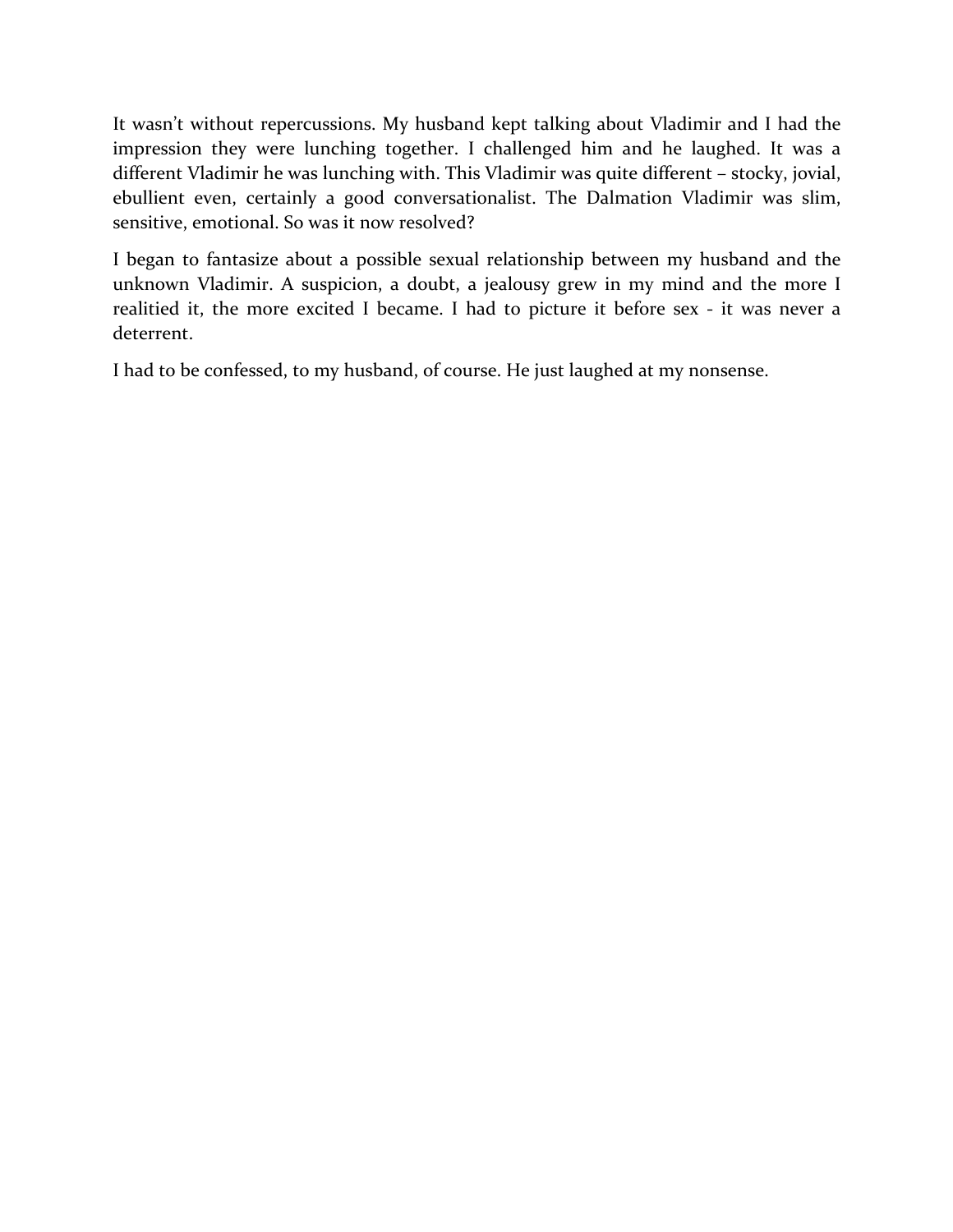It wasn't without repercussions. My husband kept talking about Vladimir and I had the impression they were lunching together. I challenged him and he laughed. It was a different Vladimir he was lunching with. This Vladimir was quite different – stocky, jovial, ebullient even, certainly a good conversationalist. The Dalmation Vladimir was slim, sensitive, emotional. So was it now resolved?

I began to fantasize about a possible sexual relationship between my husband and the unknown Vladimir. A suspicion, a doubt, a jealousy grew in my mind and the more I realitied it, the more excited I became. I had to picture it before sex - it was never a deterrent.

I had to be confessed, to my husband, of course. He just laughed at my nonsense.